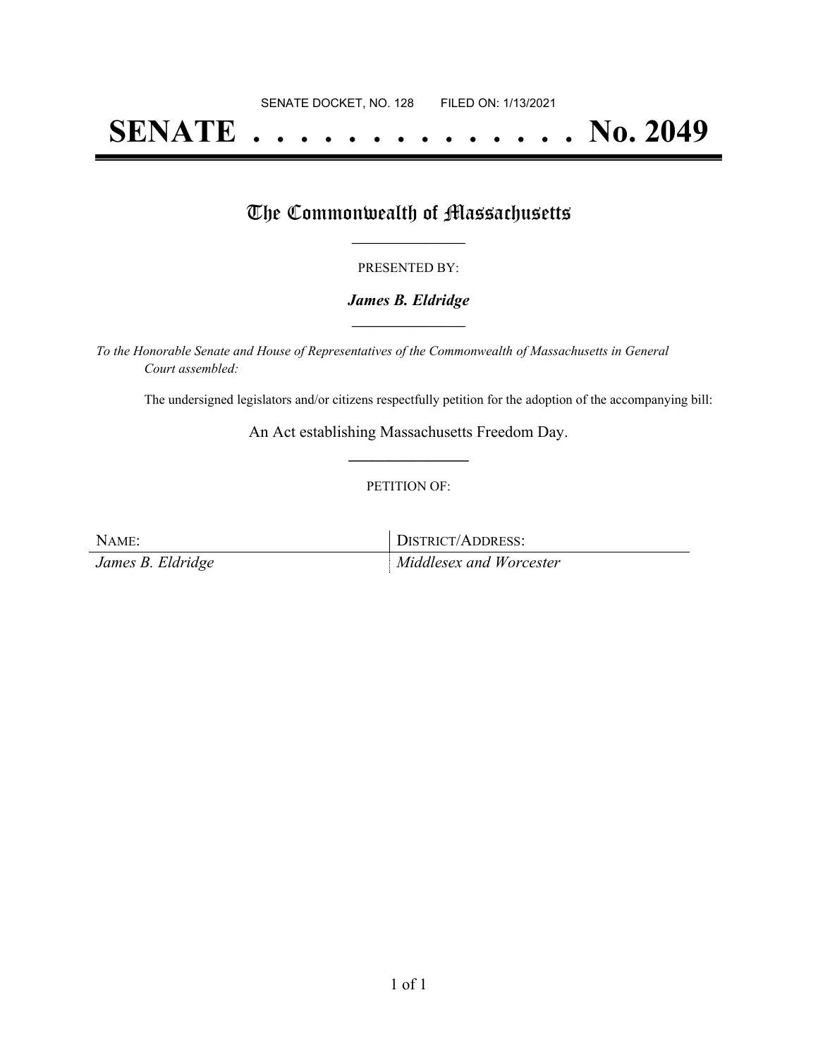SENATE DOCKET, NO. 128        FILED ON: 1/13/2021

# SENATE . . . . . . . . . . . . . . No. 2049

## The Commonwealth of Massachusetts

PRESENTED BY:

***James B. Eldridge***

*To the Honorable Senate and House of Representatives of the Commonwealth of Massachusetts in General Court assembled:*

The undersigned legislators and/or citizens respectfully petition for the adoption of the accompanying bill:

An Act establishing Massachusetts Freedom Day.

PETITION OF:

| NAME: | DISTRICT/ADDRESS: |
| --- | --- |
| *James B. Eldridge* | *Middlesex and Worcester* |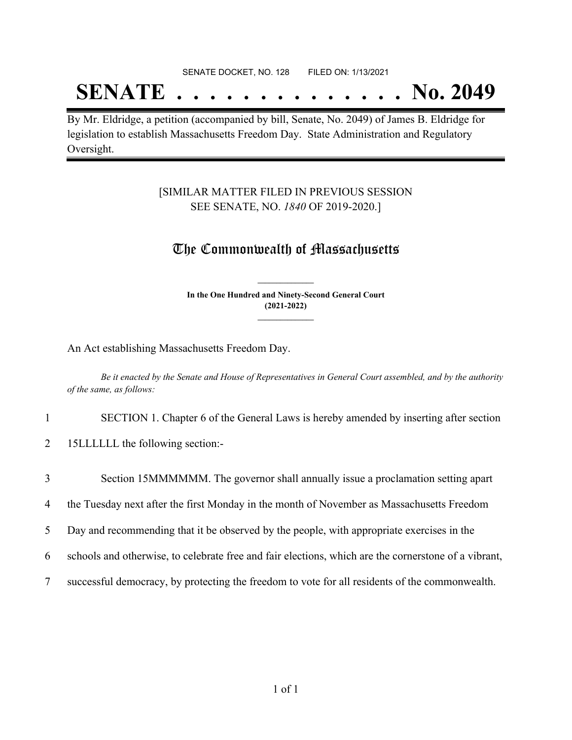SENATE DOCKET, NO. 128 FILED ON: 1/13/2021

# SENATE . . . . . . . . . . . . . . No. 2049

By Mr. Eldridge, a petition (accompanied by bill, Senate, No. 2049) of James B. Eldridge for legislation to establish Massachusetts Freedom Day. State Administration and Regulatory Oversight.

[SIMILAR MATTER FILED IN PREVIOUS SESSION SEE SENATE, NO. *1840* OF 2019-2020.]

## The Commonwealth of Massachusetts

**In the One Hundred and Ninety-Second General Court (2021-2022)**

An Act establishing Massachusetts Freedom Day.

*Be it enacted by the Senate and House of Representatives in General Court assembled, and by the authority of the same, as follows:*

1 SECTION 1. Chapter 6 of the General Laws is hereby amended by inserting after section
2 15LLLLLL the following section:-

3 Section 15MMMMMM. The governor shall annually issue a proclamation setting apart
4 the Tuesday next after the first Monday in the month of November as Massachusetts Freedom
5 Day and recommending that it be observed by the people, with appropriate exercises in the
6 schools and otherwise, to celebrate free and fair elections, which are the cornerstone of a vibrant,
7 successful democracy, by protecting the freedom to vote for all residents of the commonwealth.